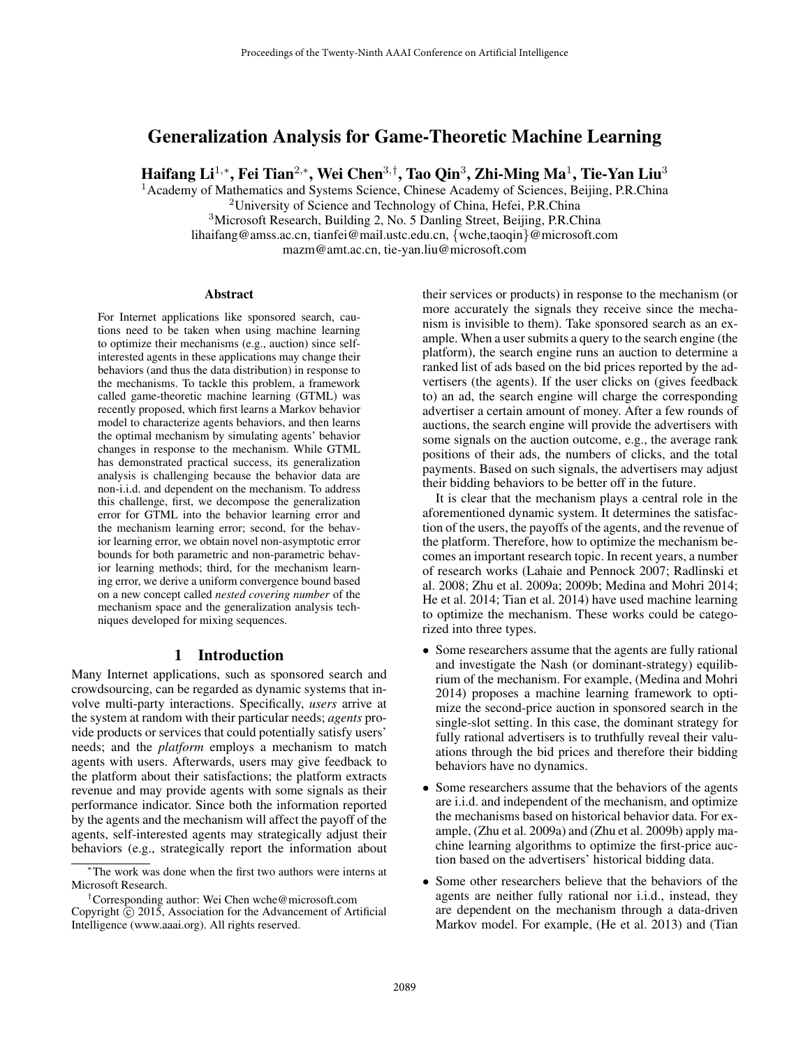# Generalization Analysis for Game-Theoretic Machine Learning

**Haifang Li[1,*], Fei Tian[2,*], Wei Chen[3,†], Tao Qin[3], Zhi-Ming Ma[1], Tie-Yan Liu[3]**

[1]Academy of Mathematics and Systems Science, Chinese Academy of Sciences, Beijing, P.R.China
[2]University of Science and Technology of China, Hefei, P.R.China
[3]Microsoft Research, Building 2, No. 5 Danling Street, Beijing, P.R.China
lihaifang@amss.ac.cn, tianfei@mail.ustc.edu.cn, {wche,taoqin}@microsoft.com
mazm@amt.ac.cn, tie-yan.liu@microsoft.com

## Abstract

For Internet applications like sponsored search, cautions need to be taken when using machine learning to optimize their mechanisms (e.g., auction) since self-interested agents in these applications may change their behaviors (and thus the data distribution) in response to the mechanisms. To tackle this problem, a framework called game-theoretic machine learning (GTML) was recently proposed, which first learns a Markov behavior model to characterize agents behaviors, and then learns the optimal mechanism by simulating agents' behavior changes in response to the mechanism. While GTML has demonstrated practical success, its generalization analysis is challenging because the behavior data are non-i.i.d. and dependent on the mechanism. To address this challenge, first, we decompose the generalization error for GTML into the behavior learning error and the mechanism learning error; second, for the behavior learning error, we obtain novel non-asymptotic error bounds for both parametric and non-parametric behavior learning methods; third, for the mechanism learning error, we derive a uniform convergence bound based on a new concept called *nested covering number* of the mechanism space and the generalization analysis techniques developed for mixing sequences.

## 1 Introduction

Many Internet applications, such as sponsored search and crowdsourcing, can be regarded as dynamic systems that involve multi-party interactions. Specifically, *users* arrive at the system at random with their particular needs; *agents* provide products or services that could potentially satisfy users' needs; and the *platform* employs a mechanism to match agents with users. Afterwards, users may give feedback to the platform about their satisfactions; the platform extracts revenue and may provide agents with some signals as their performance indicator. Since both the information reported by the agents and the mechanism will affect the payoff of the agents, self-interested agents may strategically adjust their behaviors (e.g., strategically report the information about their services or products) in response to the mechanism (or more accurately the signals they receive since the mechanism is invisible to them). Take sponsored search as an example. When a user submits a query to the search engine (the platform), the search engine runs an auction to determine a ranked list of ads based on the bid prices reported by the advertisers (the agents). If the user clicks on (gives feedback to) an ad, the search engine will charge the corresponding advertiser a certain amount of money. After a few rounds of auctions, the search engine will provide the advertisers with some signals on the auction outcome, e.g., the average rank positions of their ads, the numbers of clicks, and the total payments. Based on such signals, the advertisers may adjust their bidding behaviors to be better off in the future.

It is clear that the mechanism plays a central role in the aforementioned dynamic system. It determines the satisfaction of the users, the payoffs of the agents, and the revenue of the platform. Therefore, how to optimize the mechanism becomes an important research topic. In recent years, a number of research works (Lahaie and Pennock 2007; Radlinski et al. 2008; Zhu et al. 2009a; 2009b; Medina and Mohri 2014; He et al. 2014; Tian et al. 2014) have used machine learning to optimize the mechanism. These works could be categorized into three types.

- Some researchers assume that the agents are fully rational and investigate the Nash (or dominant-strategy) equilibrium of the mechanism. For example, (Medina and Mohri 2014) proposes a machine learning framework to optimize the second-price auction in sponsored search in the single-slot setting. In this case, the dominant strategy for fully rational advertisers is to truthfully reveal their valuations through the bid prices and therefore their bidding behaviors have no dynamics.
- Some researchers assume that the behaviors of the agents are i.i.d. and independent of the mechanism, and optimize the mechanisms based on historical behavior data. For example, (Zhu et al. 2009a) and (Zhu et al. 2009b) apply machine learning algorithms to optimize the first-price auction based on the advertisers' historical bidding data.
- Some other researchers believe that the behaviors of the agents are neither fully rational nor i.i.d., instead, they are dependent on the mechanism through a data-driven Markov model. For example, (He et al. 2013) and (Tian

---

[*]The work was done when the first two authors were interns at Microsoft Research.
[†]Corresponding author: Wei Chen wche@microsoft.com
Copyright © 2015, Association for the Advancement of Artificial Intelligence (www.aaai.org). All rights reserved.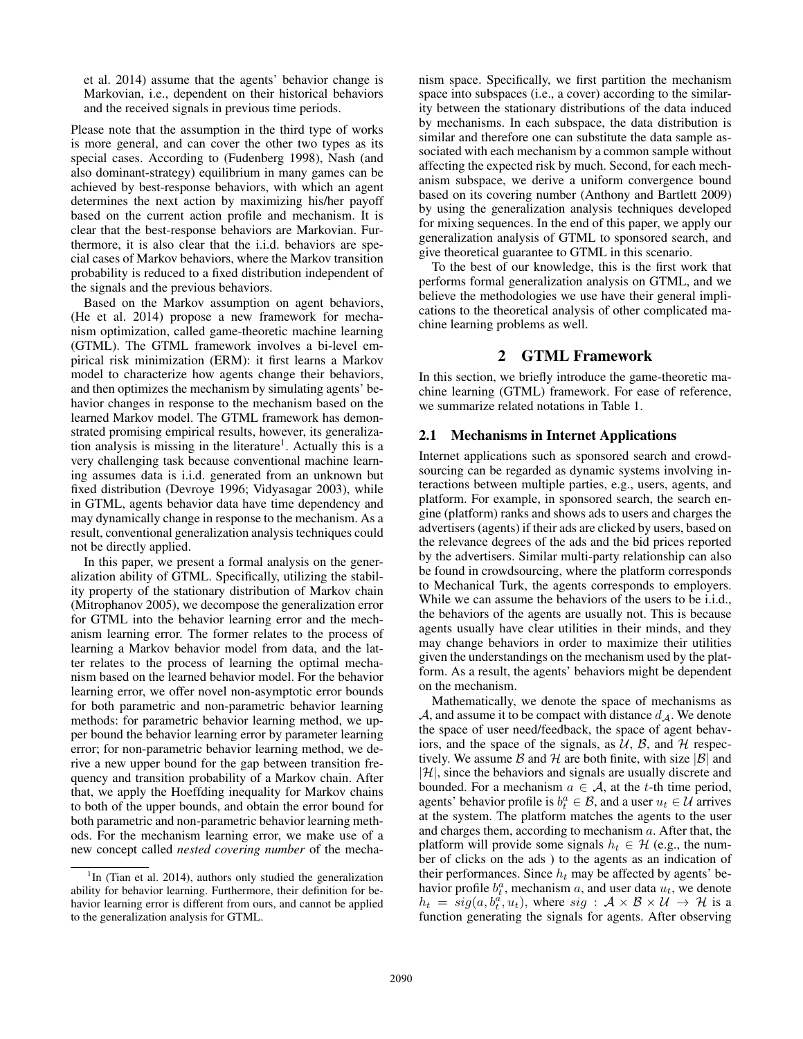et al. 2014) assume that the agents' behavior change is Markovian, i.e., dependent on their historical behaviors and the received signals in previous time periods.

Please note that the assumption in the third type of works is more general, and can cover the other two types as its special cases. According to (Fudenberg 1998), Nash (and also dominant-strategy) equilibrium in many games can be achieved by best-response behaviors, with which an agent determines the next action by maximizing his/her payoff based on the current action profile and mechanism. It is clear that the best-response behaviors are Markovian. Furthermore, it is also clear that the i.i.d. behaviors are special cases of Markov behaviors, where the Markov transition probability is reduced to a fixed distribution independent of the signals and the previous behaviors.

Based on the Markov assumption on agent behaviors, (He et al. 2014) propose a new framework for mechanism optimization, called game-theoretic machine learning (GTML). The GTML framework involves a bi-level empirical risk minimization (ERM): it first learns a Markov model to characterize how agents change their behaviors, and then optimizes the mechanism by simulating agents' behavior changes in response to the mechanism based on the learned Markov model. The GTML framework has demonstrated promising empirical results, however, its generalization analysis is missing in the literature[1]. Actually this is a very challenging task because conventional machine learning assumes data is i.i.d. generated from an unknown but fixed distribution (Devroye 1996; Vidyasagar 2003), while in GTML, agents behavior data have time dependency and may dynamically change in response to the mechanism. As a result, conventional generalization analysis techniques could not be directly applied.

In this paper, we present a formal analysis on the generalization ability of GTML. Specifically, utilizing the stability property of the stationary distribution of Markov chain (Mitrophanov 2005), we decompose the generalization error for GTML into the behavior learning error and the mechanism learning error. The former relates to the process of learning a Markov behavior model from data, and the latter relates to the process of learning the optimal mechanism based on the learned behavior model. For the behavior learning error, we offer novel non-asymptotic error bounds for both parametric and non-parametric behavior learning methods: for parametric behavior learning method, we upper bound the behavior learning error by parameter learning error; for non-parametric behavior learning method, we derive a new upper bound for the gap between transition frequency and transition probability of a Markov chain. After that, we apply the Hoeffding inequality for Markov chains to both of the upper bounds, and obtain the error bound for both parametric and non-parametric behavior learning methods. For the mechanism learning error, we make use of a new concept called *nested covering number* of the mechanism space. Specifically, we first partition the mechanism space into subspaces (i.e., a cover) according to the similarity between the stationary distributions of the data induced by mechanisms. In each subspace, the data distribution is similar and therefore one can substitute the data sample associated with each mechanism by a common sample without affecting the expected risk by much. Second, for each mechanism subspace, we derive a uniform convergence bound based on its covering number (Anthony and Bartlett 2009) by using the generalization analysis techniques developed for mixing sequences. In the end of this paper, we apply our generalization analysis of GTML to sponsored search, and give theoretical guarantee to GTML in this scenario.

To the best of our knowledge, this is the first work that performs formal generalization analysis on GTML, and we believe the methodologies we use have their general implications to the theoretical analysis of other complicated machine learning problems as well.

[1]In (Tian et al. 2014), authors only studied the generalization ability for behavior learning. Furthermore, their definition for behavior learning error is different from ours, and cannot be applied to the generalization analysis for GTML.

## 2 GTML Framework

In this section, we briefly introduce the game-theoretic machine learning (GTML) framework. For ease of reference, we summarize related notations in Table 1.

### 2.1 Mechanisms in Internet Applications

Internet applications such as sponsored search and crowdsourcing can be regarded as dynamic systems involving interactions between multiple parties, e.g., users, agents, and platform. For example, in sponsored search, the search engine (platform) ranks and shows ads to users and charges the advertisers (agents) if their ads are clicked by users, based on the relevance degrees of the ads and the bid prices reported by the advertisers. Similar multi-party relationship can also be found in crowdsourcing, where the platform corresponds to Mechanical Turk, the agents corresponds to employers. While we can assume the behaviors of the users to be i.i.d., the behaviors of the agents are usually not. This is because agents usually have clear utilities in their minds, and they may change behaviors in order to maximize their utilities given the understandings on the mechanism used by the platform. As a result, the agents' behaviors might be dependent on the mechanism.

Mathematically, we denote the space of mechanisms as $\mathcal{A}$, and assume it to be compact with distance $d_{\mathcal{A}}$. We denote the space of user need/feedback, the space of agent behaviors, and the space of the signals, as $\mathcal{U}$, $\mathcal{B}$, and $\mathcal{H}$ respectively. We assume $\mathcal{B}$ and $\mathcal{H}$ are both finite, with size $|\mathcal{B}|$ and $|\mathcal{H}|$, since the behaviors and signals are usually discrete and bounded. For a mechanism $a \in \mathcal{A}$, at the $t$-th time period, agents' behavior profile is $b_t^a \in \mathcal{B}$, and a user $u_t \in \mathcal{U}$ arrives at the system. The platform matches the agents to the user and charges them, according to mechanism $a$. After that, the platform will provide some signals $h_t \in \mathcal{H}$ (e.g., the number of clicks on the ads ) to the agents as an indication of their performances. Since $h_t$ may be affected by agents' behavior profile $b_t^a$, mechanism $a$, and user data $u_t$, we denote $h_t = sig(a, b_t^a, u_t)$, where $sig : \mathcal{A} \times \mathcal{B} \times \mathcal{U} \to \mathcal{H}$ is a function generating the signals for agents. After observing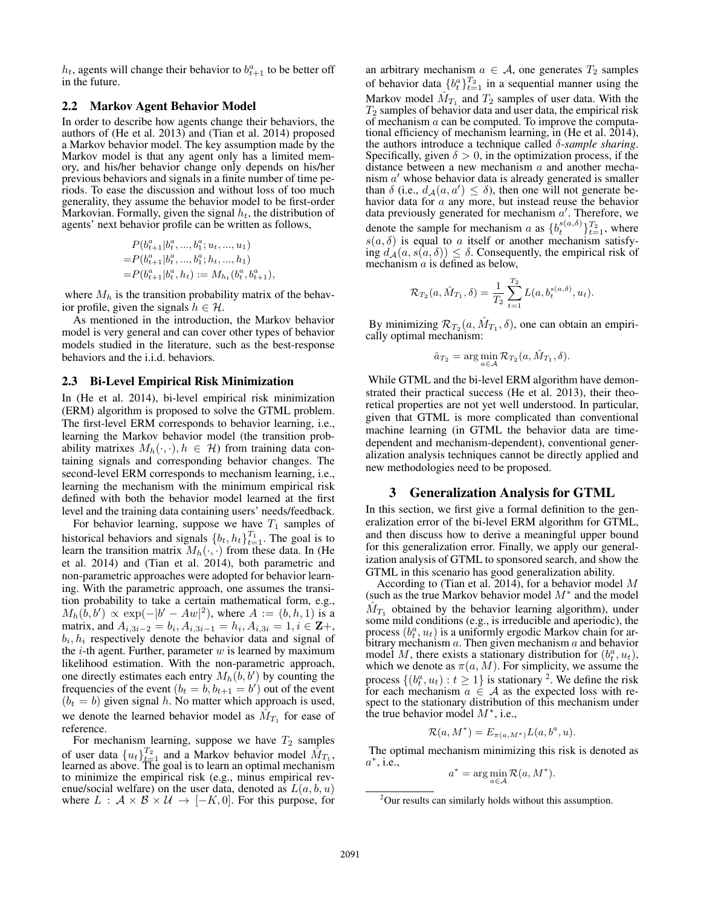$h_t$, agents will change their behavior to $b_{t+1}^a$ to be better off in the future.

### 2.2 Markov Agent Behavior Model

In order to describe how agents change their behaviors, the authors of (He et al. 2013) and (Tian et al. 2014) proposed a Markov behavior model. The key assumption made by the Markov model is that any agent only has a limited memory, and his/her behavior change only depends on his/her previous behaviors and signals in a finite number of time periods. To ease the discussion and without loss of too much generality, they assume the behavior model to be first-order Markovian. Formally, given the signal $h_t$, the distribution of agents' next behavior profile can be written as follows,

$$
\begin{aligned}
& P(b_{t+1}^a | b_t^a, ..., b_1^a; u_t, ..., u_1) \\
=& P(b_{t+1}^a | b_t^a, ..., b_1^a; h_t, ..., h_1) \\
=& P(b_{t+1}^a | b_t^a, h_t) := M_{h_t}(b_t^a, b_{t+1}^a),
\end{aligned}
$$

where $M_h$ is the transition probability matrix of the behavior profile, given the signals $h \in \mathcal{H}$.

As mentioned in the introduction, the Markov behavior model is very general and can cover other types of behavior models studied in the literature, such as the best-response behaviors and the i.i.d. behaviors.

### 2.3 Bi-Level Empirical Risk Minimization

In (He et al. 2014), bi-level empirical risk minimization (ERM) algorithm is proposed to solve the GTML problem. The first-level ERM corresponds to behavior learning, i.e., learning the Markov behavior model (the transition probability matrixes $M_h(\cdot, \cdot), h \in \mathcal{H}$) from training data containing signals and corresponding behavior changes. The second-level ERM corresponds to mechanism learning, i.e., learning the mechanism with the minimum empirical risk defined with both the behavior model learned at the first level and the training data containing users' needs/feedback.

For behavior learning, suppose we have $T_1$ samples of historical behaviors and signals $\{b_t, h_t\}_{t=1}^{T_1}$. The goal is to learn the transition matrix $M_h(\cdot)$ from these data. In (He et al. 2014) and (Tian et al. 2014), both parametric and non-parametric approaches were adopted for behavior learning. With the parametric approach, one assumes the transition probability to take a certain mathematical form, e.g., $M_h(b, b') \propto \exp(-|b' - Aw|^2)$, where $A := (b, h, 1)$ is a matrix, and $A_{i,3i-2} = b_i, A_{i,3i-1} = h_i, A_{i,3i} = 1, i \in \mathbf{Z}+$, $b_i, h_i$ respectively denote the behavior data and signal of the $i$-th agent. Further, parameter $w$ is learned by maximum likelihood estimation. With the non-parametric approach, one directly estimates each entry $M_h(b, b')$ by counting the frequencies of the event $(b_t = b, b_{t+1} = b')$ out of the event $(b_t = b)$ given signal $h$. No matter which approach is used, we denote the learned behavior model as $\hat{M}_{T_1}$ for ease of reference.

For mechanism learning, suppose we have $T_2$ samples of user data $\{u_t\}_{t=1}^{T_2}$ and a Markov behavior model $\hat{M}_{T_1}$, learned as above. The goal is to learn an optimal mechanism to minimize the empirical risk (e.g., minus empirical revenue/social welfare) on the user data, denoted as $L(a, b, u)$ where $L : \mathcal{A} \times \mathcal{B} \times \mathcal{U} \to [-K, 0]$. For this purpose, for an arbitrary mechanism $a \in \mathcal{A}$, one generates $T_2$ samples of behavior data $\{b_t^a\}_{t=1}^{T_2}$ in a sequential manner using the Markov model $\hat{M}_{T_1}$ and $T_2$ samples of user data. With the $T_2$ samples of behavior data and user data, the empirical risk of mechanism $a$ can be computed. To improve the computational efficiency of mechanism learning, in (He et al. 2014), the authors introduce a technique called *$\delta$-sample sharing*. Specifically, given $\delta > 0$, in the optimization process, if the distance between a new mechanism $a$ and another mechanism $a'$ whose behavior data is already generated is smaller than $\delta$ (i.e., $d_{\mathcal{A}}(a, a') \le \delta$), then one will not generate behavior data for $a$ any more, but instead reuse the behavior data previously generated for mechanism $a'$. Therefore, we denote the sample for mechanism $a$ as $\{b_t^{s(a,\delta)}\}_{t=1}^{T_2}$, where $s(a, \delta)$ is equal to $a$ itself or another mechanism satisfying $d_{\mathcal{A}}(a, s(a, \delta)) \le \delta$. Consequently, the empirical risk of mechanism $a$ is defined as below,

$$
\mathcal{R}_{T_2}(a, \hat{M}_{T_1}, \delta) = \frac{1}{T_2} \sum_{t=1}^{T_2} L(a, b_t^{s(a,\delta)}, u_t).
$$

By minimizing $\mathcal{R}_{T_2}(a, \hat{M}_{T_1}, \delta)$, one can obtain an empirically optimal mechanism:

$$
\hat{a}_{T_2} = \arg\min_{a \in \mathcal{A}} \mathcal{R}_{T_2}(a, \hat{M}_{T_1}, \delta).
$$

While GTML and the bi-level ERM algorithm have demonstrated their practical success (He et al. 2013), their theoretical properties are not yet well understood. In particular, given that GTML is more complicated than conventional machine learning (in GTML the behavior data are time-dependent and mechanism-dependent), conventional generalization analysis techniques cannot be directly applied and new methodologies need to be proposed.

## 3 Generalization Analysis for GTML

In this section, we first give a formal definition to the generalization error of the bi-level ERM algorithm for GTML, and then discuss how to derive a meaningful upper bound for this generalization error. Finally, we apply our generalization analysis of GTML to sponsored search, and show the GTML in this scenario has good generalization ability.

According to (Tian et al. 2014), for a behavior model $M$ (such as the true Markov behavior model $M^*$ and the model $\hat{M}_{T_1}$ obtained by the behavior learning algorithm), under some mild conditions (e.g., is irreducible and aperiodic), the process $(b_t^a, u_t)$ is a uniformly ergodic Markov chain for arbitrary mechanism $a$. Then given mechanism $a$ and behavior model $M$, there exists a stationary distribution for $(b_t^a, u_t)$, which we denote as $\pi(a, M)$. For simplicity, we assume the process $\{(b_t^a, u_t) : t \ge 1\}$ is stationary [2]. We define the risk for each mechanism $a \in \mathcal{A}$ as the expected loss with respect to the stationary distribution of this mechanism under the true behavior model $M^*$, i.e.,

$$
\mathcal{R}(a, M^*) = E_{\pi(a, M^*)} L(a, b^a, u).
$$

The optimal mechanism minimizing this risk is denoted as $a^*$, i.e.,

$$
a^* = \arg\min_{a \in \mathcal{A}} \mathcal{R}(a, M^*).
$$

[2] Our results can similarly holds without this assumption.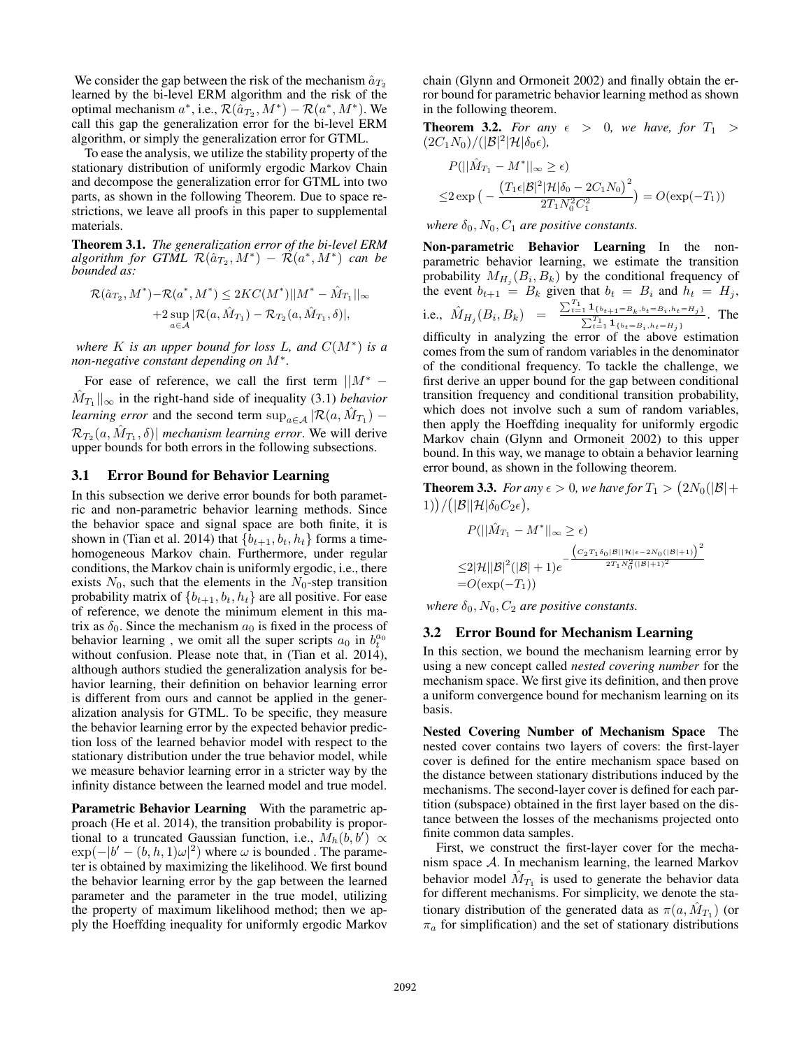We consider the gap between the risk of the mechanism $\hat{a}_{T_2}$ learned by the bi-level ERM algorithm and the risk of the optimal mechanism $a^*$, i.e., $\mathcal{R}(\hat{a}_{T_2}, M^*) - \mathcal{R}(a^*, M^*)$. We call this gap the generalization error for the bi-level ERM algorithm, or simply the generalization error for GTML.

To ease the analysis, we utilize the stability property of the stationary distribution of uniformly ergodic Markov Chain and decompose the generalization error for GTML into two parts, as shown in the following Theorem. Due to space restrictions, we leave all proofs in this paper to supplemental materials.

**Theorem 3.1.** *The generalization error of the bi-level ERM algorithm for GTML $\mathcal{R}(\hat{a}_{T_2}, M^*) - \mathcal{R}(a^*, M^*)$ can be bounded as:*

$$\mathcal{R}(\hat{a}_{T_2}, M^*) - \mathcal{R}(a^*, M^*) \leq 2KC(M^*)||M^* - \hat{M}_{T_1}||_\infty + 2\sup_{a \in \mathcal{A}} |\mathcal{R}(a, \hat{M}_{T_1}) - \mathcal{R}_{T_2}(a, \hat{M}_{T_1}, \delta)|,$$

*where $K$ is an upper bound for loss $L$, and $C(M^*)$ is a non-negative constant depending on $M^*$.*

For ease of reference, we call the first term $||M^* - \hat{M}_{T_1}||_\infty$ in the right-hand side of inequality (3.1) *behavior learning error* and the second term $\sup_{a \in \mathcal{A}} |\mathcal{R}(a, \hat{M}_{T_1}) - \mathcal{R}_{T_2}(a, \hat{M}_{T_1}, \delta)|$ *mechanism learning error*. We will derive upper bounds for both errors in the following subsections.

### 3.1 Error Bound for Behavior Learning

In this subsection we derive error bounds for both parametric and non-parametric behavior learning methods. Since the behavior space and signal space are both finite, it is shown in (Tian et al. 2014) that $\{b_{t+1}, b_t, h_t\}$ forms a time-homogeneous Markov chain. Furthermore, under regular conditions, the Markov chain is uniformly ergodic, i.e., there exists $N_0$, such that the elements in the $N_0$-step transition probability matrix of $\{b_{t+1}, b_t, h_t\}$ are all positive. For ease of reference, we denote the minimum element in this matrix as $\delta_0$. Since the mechanism $a_0$ is fixed in the process of behavior learning , we omit all the super scripts $a_0$ in $b_t^{a_0}$ without confusion. Please note that, in (Tian et al. 2014), although authors studied the generalization analysis for behavior learning, their definition on behavior learning error is different from ours and cannot be applied in the generalization analysis for GTML. To be specific, they measure the behavior learning error by the expected behavior prediction loss of the learned behavior model with respect to the stationary distribution under the true behavior model, while we measure behavior learning error in a stricter way by the infinity distance between the learned model and true model.

**Parametric Behavior Learning** With the parametric approach (He et al. 2014), the transition probability is proportional to a truncated Gaussian function, i.e., $M_h(b, b') \propto \exp(-|b' - (b, h, 1)\omega|^2)$ where $\omega$ is bounded . The parameter is obtained by maximizing the likelihood. We first bound the behavior learning error by the gap between the learned parameter and the parameter in the true model, utilizing the property of maximum likelihood method; then we apply the Hoeffding inequality for uniformly ergodic Markov chain (Glynn and Ormoneit 2002) and finally obtain the error bound for parametric behavior learning method as shown in the following theorem.

**Theorem 3.2.** *For any $\epsilon > 0$, we have, for $T_1 > (2C_1N_0)/(|\mathcal{B}|^2|\mathcal{H}|\delta_0\epsilon)$,*

$$P(||\hat{M}_{T_1} - M^*||_\infty \geq \epsilon) \leq 2\exp\big(-\frac{\big(T_1\epsilon|\mathcal{B}|^2|\mathcal{H}|\delta_0 - 2C_1N_0\big)^2}{2T_1N_0^2C_1^2}\big) = O(\exp(-T_1))$$

*where $\delta_0, N_0, C_1$ are positive constants.*

**Non-parametric Behavior Learning** In the non-parametric behavior learning, we estimate the transition probability $M_{H_j}(B_i, B_k)$ by the conditional frequency of the event $b_{t+1} = B_k$ given that $b_t = B_i$ and $h_t = H_j$, i.e., $\hat{M}_{H_j}(B_i, B_k) = \frac{\sum_{t=1}^{T_1} \mathbf{1}_{\{b_{t+1}=B_k, b_t=B_i, h_t=H_j\}}}{\sum_{t=1}^{T_1} \mathbf{1}_{\{b_t=B_i, h_t=H_j\}}}$. The difficulty in analyzing the error of the above estimation comes from the sum of random variables in the denominator of the conditional frequency. To tackle the challenge, we first derive an upper bound for the gap between conditional transition frequency and conditional transition probability, which does not involve such a sum of random variables, then apply the Hoeffding inequality for uniformly ergodic Markov chain (Glynn and Ormoneit 2002) to this upper bound. In this way, we manage to obtain a behavior learning error bound, as shown in the following theorem.

**Theorem 3.3.** *For any $\epsilon > 0$, we have for $T_1 > \big(2N_0(|\mathcal{B}| + 1)\big)/\big(|\mathcal{B}||\mathcal{H}|\delta_0C_2\epsilon\big)$,*

$$\begin{aligned} &P(||\hat{M}_{T_1} - M^*||_\infty \geq \epsilon) \\ \leq &2|\mathcal{H}||\mathcal{B}|^2(|\mathcal{B}| + 1)e^{-\frac{\big(C_2T_1\delta_0|\mathcal{B}||\mathcal{H}|\epsilon - 2N_0(|\mathcal{B}|+1)\big)^2}{2T_1N_0^2(|\mathcal{B}|+1)^2}} \\ = &O(\exp(-T_1)) \end{aligned}$$

*where $\delta_0, N_0, C_2$ are positive constants.*

### 3.2 Error Bound for Mechanism Learning

In this section, we bound the mechanism learning error by using a new concept called *nested covering number* for the mechanism space. We first give its definition, and then prove a uniform convergence bound for mechanism learning on its basis.

**Nested Covering Number of Mechanism Space** The nested cover contains two layers of covers: the first-layer cover is defined for the entire mechanism space based on the distance between stationary distributions induced by the mechanisms. The second-layer cover is defined for each partition (subspace) obtained in the first layer based on the distance between the losses of the mechanisms projected onto finite common data samples.

First, we construct the first-layer cover for the mechanism space $\mathcal{A}$. In mechanism learning, the learned Markov behavior model $\hat{M}_{T_1}$ is used to generate the behavior data for different mechanisms. For simplicity, we denote the stationary distribution of the generated data as $\pi(a, \hat{M}_{T_1})$ (or $\pi_a$ for simplification) and the set of stationary distributions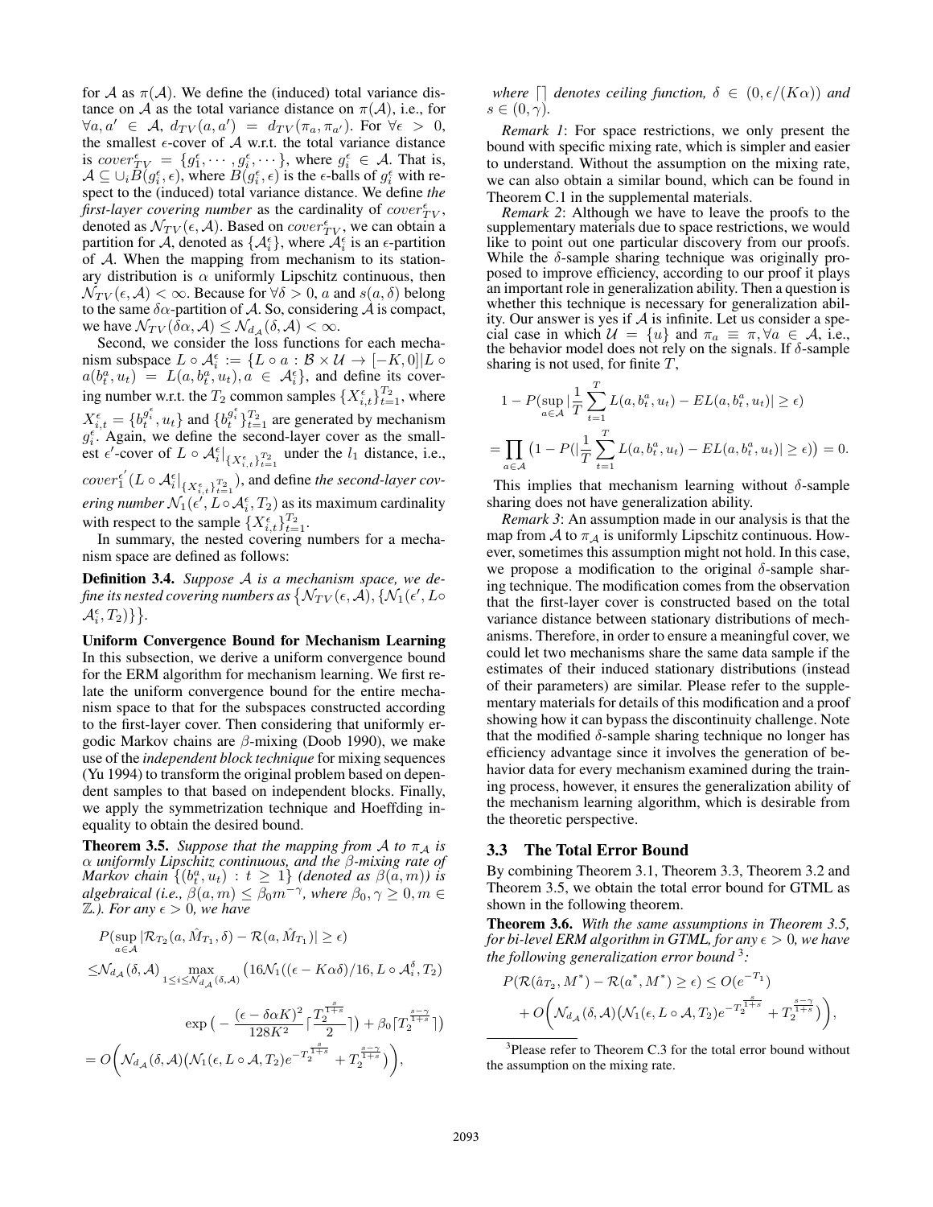for $\mathcal{A}$ as $\pi(\mathcal{A})$. We define the (induced) total variance distance on $\mathcal{A}$ as the total variance distance on $\pi(\mathcal{A})$, i.e., for $\forall a, a' \in \mathcal{A}$, $d_{TV}(a, a') = d_{TV}(\pi_a, \pi_{a'})$. For $\forall \epsilon > 0$, the smallest $\epsilon$-cover of $\mathcal{A}$ w.r.t. the total variance distance is $cover^{\epsilon}_{TV} = \{g^{\epsilon}_1, \cdots, g^{\epsilon}_i, \cdots\}$, where $g^{\epsilon}_i \in \mathcal{A}$. That is, $\mathcal{A} \subseteq \cup_i B(g^{\epsilon}_i, \epsilon)$, where $B(g^{\epsilon}_i, \epsilon)$ is the $\epsilon$-balls of $g^{\epsilon}_i$ with respect to the (induced) total variance distance. We define *the first-layer covering number* as the cardinality of $cover^{\epsilon}_{TV}$, denoted as $\mathcal{N}_{TV}(\epsilon, \mathcal{A})$. Based on $cover^{\epsilon}_{TV}$, we can obtain a partition for $\mathcal{A}$, denoted as $\{\mathcal{A}^{\epsilon}_i\}$, where $\mathcal{A}^{\epsilon}_i$ is an $\epsilon$-partition of $\mathcal{A}$. When the mapping from mechanism to its stationary distribution is $\alpha$ uniformly Lipschitz continuous, then $\mathcal{N}_{TV}(\epsilon, \mathcal{A}) < \infty$. Because for $\forall \delta > 0$, $a$ and $s(a, \delta)$ belong to the same $\delta\alpha$-partition of $\mathcal{A}$. So, considering $\mathcal{A}$ is compact, we have $\mathcal{N}_{TV}(\delta\alpha, \mathcal{A}) \leq \mathcal{N}_{d_{\mathcal{A}}}(\delta, \mathcal{A}) < \infty$.

Second, we consider the loss functions for each mechanism subspace $L \circ \mathcal{A}^{\epsilon}_i := \{L \circ a : \mathcal{B} \times \mathcal{U} \to [-K, 0] | L \circ a(b^a_t, u_t) = L(a, b^a_t, u_t), a \in \mathcal{A}^{\epsilon}_i\}$, and define its covering number w.r.t. the $T_2$ common samples $\{X^{\epsilon}_{i,t}\}_{t=1}^{T_2}$, where $X^{\epsilon}_{i,t} = \{b^{g^{\epsilon}_i}_t, u_t\}$ and $\{b^{g^{\epsilon}_i}_t\}_{t=1}^{T_2}$ are generated by mechanism $g^{\epsilon}_i$. Again, we define the second-layer cover as the smallest $\epsilon'$-cover of $L \circ \mathcal{A}^{\epsilon}_i|_{\{X^{\epsilon}_{i,t}\}_{t=1}^{T_2}}$ under the $l_1$ distance, i.e., $cover^{\epsilon'}_1(L \circ \mathcal{A}^{\epsilon}_i|_{\{X^{\epsilon}_{i,t}\}_{t=1}^{T_2}})$, and define *the second-layer covering number* $\mathcal{N}_1(\epsilon', L \circ \mathcal{A}^{\epsilon}_i, T_2)$ as its maximum cardinality with respect to the sample $\{X^{\epsilon}_{i,t}\}_{t=1}^{T_2}$.

In summary, the nested covering numbers for a mechanism space are defined as follows:

**Definition 3.4.** *Suppose $\mathcal{A}$ is a mechanism space, we define its nested covering numbers as* $\{\mathcal{N}_{TV}(\epsilon, \mathcal{A}), \{\mathcal{N}_1(\epsilon', L \circ \mathcal{A}^{\epsilon}_i, T_2)\}\}$.

**Uniform Convergence Bound for Mechanism Learning** In this subsection, we derive a uniform convergence bound for the ERM algorithm for mechanism learning. We first relate the uniform convergence bound for the entire mechanism space to that for the subspaces constructed according to the first-layer cover. Then considering that uniformly ergodic Markov chains are $\beta$-mixing (Doob 1990), we make use of the *independent block technique* for mixing sequences (Yu 1994) to transform the original problem based on dependent samples to that based on independent blocks. Finally, we apply the symmetrization technique and Hoeffding inequality to obtain the desired bound.

**Theorem 3.5.** *Suppose that the mapping from $\mathcal{A}$ to $\pi_{\mathcal{A}}$ is $\alpha$ uniformly Lipschitz continuous, and the $\beta$-mixing rate of Markov chain $\{(b^a_t, u_t) : t \geq 1\}$ (denoted as $\beta(a, m)$) is algebraical (i.e., $\beta(a, m) \leq \beta_0 m^{-\gamma}$, where $\beta_0, \gamma \geq 0, m \in \mathbb{Z}$.). For any $\epsilon > 0$, we have*

$$
\begin{aligned}
&P(\sup_{a \in \mathcal{A}} |\mathcal{R}_{T_2}(a, \hat{M}_{T_1}, \delta) - \mathcal{R}(a, \hat{M}_{T_1})| \geq \epsilon) \\
\leq &\mathcal{N}_{d_{\mathcal{A}}}(\delta, \mathcal{A}) \max_{1 \leq i \leq \mathcal{N}_{d_{\mathcal{A}}}(\delta, \mathcal{A})} \big(16 \mathcal{N}_1((\epsilon - K\alpha\delta)/16, L \circ \mathcal{A}^{\delta}_i, T_2) \\
&\exp\big(-\frac{(\epsilon - \delta\alpha K)^2}{128K^2} \lceil \frac{T_2^{\frac{s}{1+s}}}{2} \rceil\big) + \beta_0 \lceil T_2^{\frac{s-\gamma}{1+s}} \rceil\big) \\
= &O\bigg(\mathcal{N}_{d_{\mathcal{A}}}(\delta, \mathcal{A})\big(\mathcal{N}_1(\epsilon, L \circ \mathcal{A}, T_2) e^{-T_2^{\frac{s}{1+s}}} + T_2^{\frac{s-\gamma}{1+s}}\big)\bigg),
\end{aligned}
$$

*where $\lceil \rceil$ denotes ceiling function, $\delta \in (0, \epsilon/(K\alpha))$ and $s \in (0, \gamma)$.*

*Remark 1*: For space restrictions, we only present the bound with specific mixing rate, which is simpler and easier to understand. Without the assumption on the mixing rate, we can also obtain a similar bound, which can be found in Theorem C.1 in the supplemental materials.

*Remark 2*: Although we have to leave the proofs to the supplementary materials due to space restrictions, we would like to point out one particular discovery from our proofs. While the $\delta$-sample sharing technique was originally proposed to improve efficiency, according to our proof it plays an important role in generalization ability. Then a question is whether this technique is necessary for generalization ability. Our answer is yes if $\mathcal{A}$ is infinite. Let us consider a special case in which $\mathcal{U} = \{u\}$ and $\pi_a \equiv \pi, \forall a \in \mathcal{A}$, i.e., the behavior model does not rely on the signals. If $\delta$-sample sharing is not used, for finite $T$,

$$
\begin{aligned}
&1 - P(\sup_{a \in \mathcal{A}} |\frac{1}{T} \sum_{t=1}^{T} L(a, b^a_t, u_t) - EL(a, b^a_t, u_t)| \geq \epsilon) \\
= &\prod_{a \in \mathcal{A}} \big(1 - P(|\frac{1}{T} \sum_{t=1}^{T} L(a, b^a_t, u_t) - EL(a, b^a_t, u_t)| \geq \epsilon)\big) = 0.
\end{aligned}
$$

This implies that mechanism learning without $\delta$-sample sharing does not have generalization ability.

*Remark 3*: An assumption made in our analysis is that the map from $\mathcal{A}$ to $\pi_{\mathcal{A}}$ is uniformly Lipschitz continuous. However, sometimes this assumption might not hold. In this case, we propose a modification to the original $\delta$-sample sharing technique. The modification comes from the observation that the first-layer cover is constructed based on the total variance distance between stationary distributions of mechanisms. Therefore, in order to ensure a meaningful cover, we could let two mechanisms share the same data sample if the estimates of their induced stationary distributions (instead of their parameters) are similar. Please refer to the supplementary materials for details of this modification and a proof showing how it can bypass the discontinuity challenge. Note that the modified $\delta$-sample sharing technique no longer has efficiency advantage since it involves the generation of behavior data for every mechanism examined during the training process, however, it ensures the generalization ability of the mechanism learning algorithm, which is desirable from the theoretic perspective.

## 3.3 The Total Error Bound

By combining Theorem 3.1, Theorem 3.3, Theorem 3.2 and Theorem 3.5, we obtain the total error bound for GTML as shown in the following theorem.

**Theorem 3.6.** *With the same assumptions in Theorem 3.5, for bi-level ERM algorithm in GTML, for any $\epsilon > 0$, we have the following generalization error bound* [3]*:*

$$
\begin{aligned}
&P(\mathcal{R}(\hat{a}_{T_2}, M^*) - \mathcal{R}(a^*, M^*) \geq \epsilon) \leq O(e^{-T_1}) \\
&+ O\bigg(\mathcal{N}_{d_{\mathcal{A}}}(\delta, \mathcal{A})\big(\mathcal{N}_1(\epsilon, L \circ \mathcal{A}, T_2) e^{-T_2^{\frac{s}{1+s}}} + T_2^{\frac{s-\gamma}{1+s}}\big)\bigg),
\end{aligned}
$$

[3] Please refer to Theorem C.3 for the total error bound without the assumption on the mixing rate.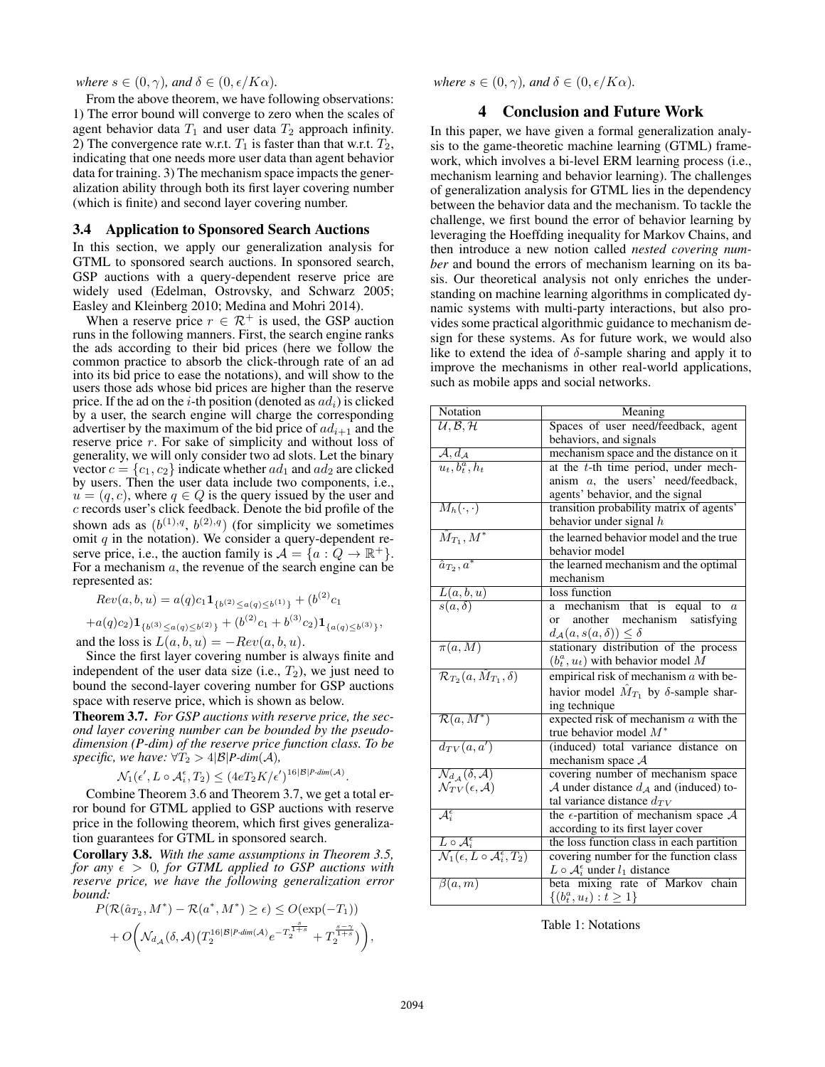*where $s \in (0, \gamma)$, and $\delta \in (0, \epsilon/K\alpha)$.*

From the above theorem, we have following observations: 1) The error bound will converge to zero when the scales of agent behavior data $T_1$ and user data $T_2$ approach infinity. 2) The convergence rate w.r.t. $T_1$ is faster than that w.r.t. $T_2$, indicating that one needs more user data than agent behavior data for training. 3) The mechanism space impacts the generalization ability through both its first layer covering number (which is finite) and second layer covering number.

### 3.4 Application to Sponsored Search Auctions

In this section, we apply our generalization analysis for GTML to sponsored search auctions. In sponsored search, GSP auctions with a query-dependent reserve price are widely used (Edelman, Ostrovsky, and Schwarz 2005; Easley and Kleinberg 2010; Medina and Mohri 2014).

When a reserve price $r \in \mathcal{R}^+$ is used, the GSP auction runs in the following manners. First, the search engine ranks the ads according to their bid prices (here we follow the common practice to absorb the click-through rate of an ad into its bid price to ease the notations), and will show to the users those ads whose bid prices are higher than the reserve price. If the ad on the $i$-th position (denoted as $ad_i$) is clicked by a user, the search engine will charge the corresponding advertiser by the maximum of the bid price of $ad_{i+1}$ and the reserve price $r$. For sake of simplicity and without loss of generality, we will only consider two ad slots. Let the binary vector $c = \{c_1, c_2\}$ indicate whether $ad_1$ and $ad_2$ are clicked by users. Then the user data include two components, i.e., $u = (q, c)$, where $q \in Q$ is the query issued by the user and $c$ records user's click feedback. Denote the bid profile of the shown ads as $(b^{(1),q}, b^{(2),q})$ (for simplicity we sometimes omit $q$ in the notation). We consider a query-dependent reserve price, i.e., the auction family is $\mathcal{A} = \{a : Q \to \mathbb{R}^+\}$. For a mechanism $a$, the revenue of the search engine can be represented as:

$$Rev(a, b, u) = a(q)c_1 \mathbf{1}_{\{b^{(2)} \le a(q) \le b^{(1)}\}} + (b^{(2)}c_1$$

$$+a(q)c_2)\mathbf{1}_{\{b^{(3)} \le a(q) \le b^{(2)}\}} + (b^{(2)}c_1 + b^{(3)}c_2)\mathbf{1}_{\{a(q) \le b^{(3)}\}},$$

and the loss is $L(a, b, u) = -Rev(a, b, u)$.

Since the first layer covering number is always finite and independent of the user data size (i.e., $T_2$), we just need to bound the second-layer covering number for GSP auctions space with reserve price, which is shown as below.

**Theorem 3.7.** *For GSP auctions with reserve price, the second layer covering number can be bounded by the pseudo-dimension (P-dim) of the reserve price function class. To be specific, we have: $\forall T_2 > 4|\mathcal{B}|$P-dim$(\mathcal{A})$,*

$$\mathcal{N}_1(\epsilon', L \circ \mathcal{A}_i^{\epsilon}, T_2) \le (4eT_2K/\epsilon')^{16|\mathcal{B}|P\text{-}dim(\mathcal{A})}.$$

Combine Theorem 3.6 and Theorem 3.7, we get a total error bound for GTML applied to GSP auctions with reserve price in the following theorem, which first gives generalization guarantees for GTML in sponsored search.

**Corollary 3.8.** *With the same assumptions in Theorem 3.5, for any $\epsilon > 0$, for GTML applied to GSP auctions with reserve price, we have the following generalization error bound:*

$$P(\mathcal{R}(\hat{a}_{T_2}, M^*) - \mathcal{R}(a^*, M^*) \ge \epsilon) \le O(\exp(-T_1))$$

$$+ O\bigg(\mathcal{N}_{d_{\mathcal{A}}}(\delta, \mathcal{A})\big(T_2^{16|\mathcal{B}|P\text{-}dim(\mathcal{A})} e^{-T_2^{\frac{s}{1+s}}} + T_2^{\frac{s-\gamma}{1+s}}\big)\bigg),$$

*where $s \in (0, \gamma)$, and $\delta \in (0, \epsilon/K\alpha)$.*

## 4 Conclusion and Future Work

In this paper, we have given a formal generalization analysis to the game-theoretic machine learning (GTML) framework, which involves a bi-level ERM learning process (i.e., mechanism learning and behavior learning). The challenges of generalization analysis for GTML lies in the dependency between the behavior data and the mechanism. To tackle the challenge, we first bound the error of behavior learning by leveraging the Hoeffding inequality for Markov Chains, and then introduce a new notion called *nested covering number* and bound the errors of mechanism learning on its basis. Our theoretical analysis not only enriches the understanding on machine learning algorithms in complicated dynamic systems with multi-party interactions, but also provides some practical algorithmic guidance to mechanism design for these systems. As for future work, we would also like to extend the idea of $\delta$-sample sharing and apply it to improve the mechanisms in other real-world applications, such as mobile apps and social networks.

| Notation | Meaning |
|---|---|
| $\mathcal{U}, \mathcal{B}, \mathcal{H}$ | Spaces of user need/feedback, agent behaviors, and signals |
| $\mathcal{A}, d_{\mathcal{A}}$ | mechanism space and the distance on it |
| $u_t, b_t^a, h_t$ | at the $t$-th time period, under mechanism $a$, the users' need/feedback, agents' behavior, and the signal |
| $M_h(\cdot,\cdot)$ | transition probability matrix of agents' behavior under signal $h$ |
| $\hat{M}_{T_1}, M^*$ | the learned behavior model and the true behavior model |
| $\hat{a}_{T_2}, a^*$ | the learned mechanism and the optimal mechanism |
| $L(a, b, u)$ | loss function |
| $s(a, \delta)$ | a mechanism that is equal to $a$ or another mechanism satisfying $d_{\mathcal{A}}(a, s(a, \delta)) \le \delta$ |
| $\pi(a, M)$ | stationary distribution of the process $(b_t^a, u_t)$ with behavior model $M$ |
| $\mathcal{R}_{T_2}(a, \hat{M}_{T_1}, \delta)$ | empirical risk of mechanism $a$ with behavior model $\hat{M}_{T_1}$ by $\delta$-sample sharing technique |
| $\mathcal{R}(a, M^*)$ | expected risk of mechanism $a$ with the true behavior model $M^*$ |
| $d_{TV}(a, a')$ | (induced) total variance distance on mechanism space $\mathcal{A}$ |
| $\mathcal{N}_{d_{\mathcal{A}}}(\delta, \mathcal{A})$ $\mathcal{N}_{TV}(\epsilon, \mathcal{A})$ | covering number of mechanism space $\mathcal{A}$ under distance $d_{\mathcal{A}}$ and (induced) total variance distance $d_{TV}$ |
| $\mathcal{A}_i^{\epsilon}$ | the $\epsilon$-partition of mechanism space $\mathcal{A}$ according to its first layer cover |
| $L \circ \mathcal{A}_i^{\epsilon}$ | the loss function class in each partition |
| $\mathcal{N}_1(\epsilon, L \circ \mathcal{A}_i^{\epsilon}, T_2)$ | covering number for the function class $L \circ \mathcal{A}_i^{\epsilon}$ under $l_1$ distance |
| $\beta(a, m)$ | beta mixing rate of Markov chain $\{(b_t^a, u_t) : t \ge 1\}$ |

Table 1: Notations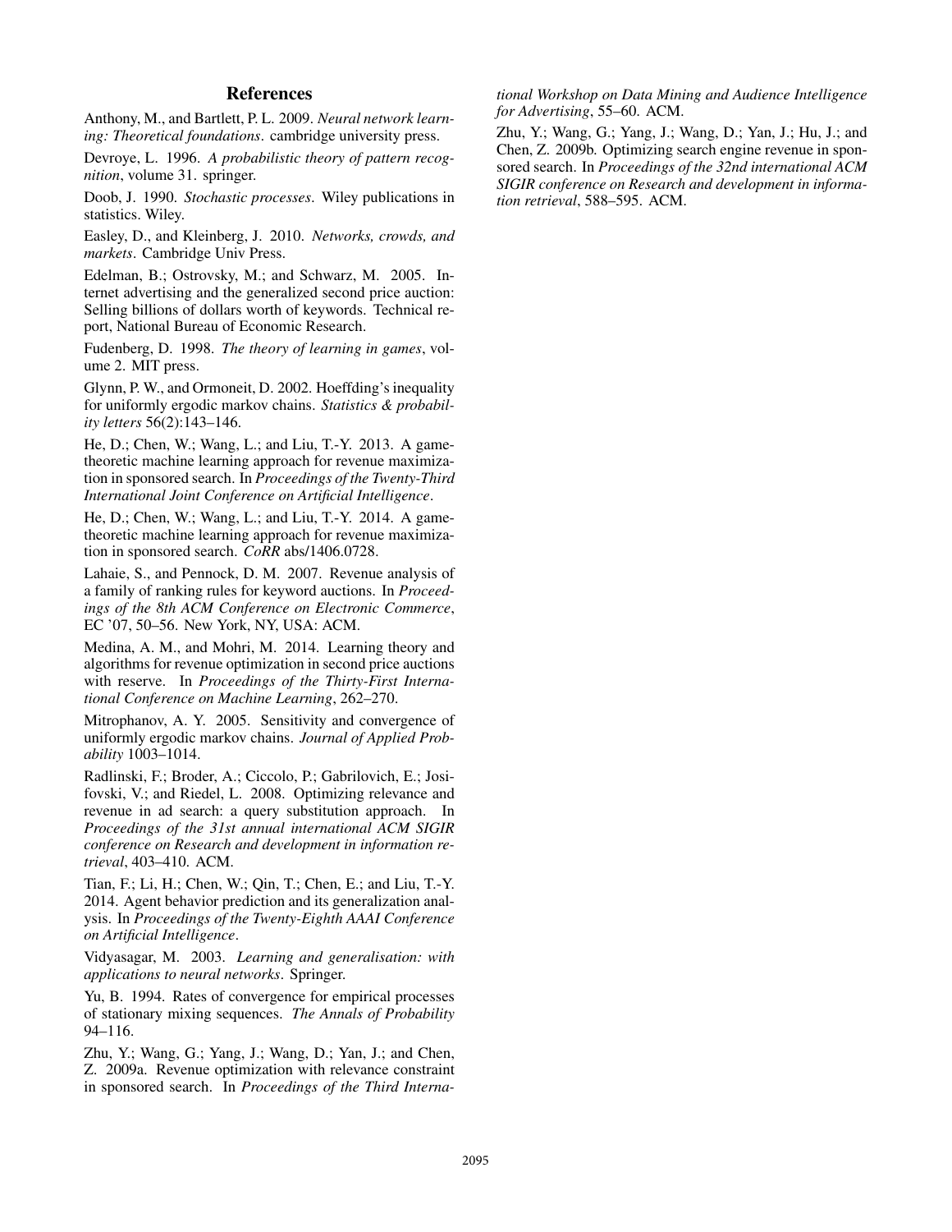## References

Anthony, M., and Bartlett, P. L. 2009. *Neural network learning: Theoretical foundations*. cambridge university press.

Devroye, L. 1996. *A probabilistic theory of pattern recognition*, volume 31. springer.

Doob, J. 1990. *Stochastic processes*. Wiley publications in statistics. Wiley.

Easley, D., and Kleinberg, J. 2010. *Networks, crowds, and markets*. Cambridge Univ Press.

Edelman, B.; Ostrovsky, M.; and Schwarz, M. 2005. Internet advertising and the generalized second price auction: Selling billions of dollars worth of keywords. Technical report, National Bureau of Economic Research.

Fudenberg, D. 1998. *The theory of learning in games*, volume 2. MIT press.

Glynn, P. W., and Ormoneit, D. 2002. Hoeffding's inequality for uniformly ergodic markov chains. *Statistics & probability letters* 56(2):143–146.

He, D.; Chen, W.; Wang, L.; and Liu, T.-Y. 2013. A game-theoretic machine learning approach for revenue maximization in sponsored search. In *Proceedings of the Twenty-Third International Joint Conference on Artificial Intelligence*.

He, D.; Chen, W.; Wang, L.; and Liu, T.-Y. 2014. A game-theoretic machine learning approach for revenue maximization in sponsored search. *CoRR* abs/1406.0728.

Lahaie, S., and Pennock, D. M. 2007. Revenue analysis of a family of ranking rules for keyword auctions. In *Proceedings of the 8th ACM Conference on Electronic Commerce*, EC '07, 50–56. New York, NY, USA: ACM.

Medina, A. M., and Mohri, M. 2014. Learning theory and algorithms for revenue optimization in second price auctions with reserve. In *Proceedings of the Thirty-First International Conference on Machine Learning*, 262–270.

Mitrophanov, A. Y. 2005. Sensitivity and convergence of uniformly ergodic markov chains. *Journal of Applied Probability* 1003–1014.

Radlinski, F.; Broder, A.; Ciccolo, P.; Gabrilovich, E.; Josifovski, V.; and Riedel, L. 2008. Optimizing relevance and revenue in ad search: a query substitution approach. In *Proceedings of the 31st annual international ACM SIGIR conference on Research and development in information retrieval*, 403–410. ACM.

Tian, F.; Li, H.; Chen, W.; Qin, T.; Chen, E.; and Liu, T.-Y. 2014. Agent behavior prediction and its generalization analysis. In *Proceedings of the Twenty-Eighth AAAI Conference on Artificial Intelligence*.

Vidyasagar, M. 2003. *Learning and generalisation: with applications to neural networks*. Springer.

Yu, B. 1994. Rates of convergence for empirical processes of stationary mixing sequences. *The Annals of Probability* 94–116.

Zhu, Y.; Wang, G.; Yang, J.; Wang, D.; Yan, J.; and Chen, Z. 2009a. Revenue optimization with relevance constraint in sponsored search. In *Proceedings of the Third International Workshop on Data Mining and Audience Intelligence for Advertising*, 55–60. ACM.

Zhu, Y.; Wang, G.; Yang, J.; Wang, D.; Yan, J.; Hu, J.; and Chen, Z. 2009b. Optimizing search engine revenue in sponsored search. In *Proceedings of the 32nd international ACM SIGIR conference on Research and development in information retrieval*, 588–595. ACM.